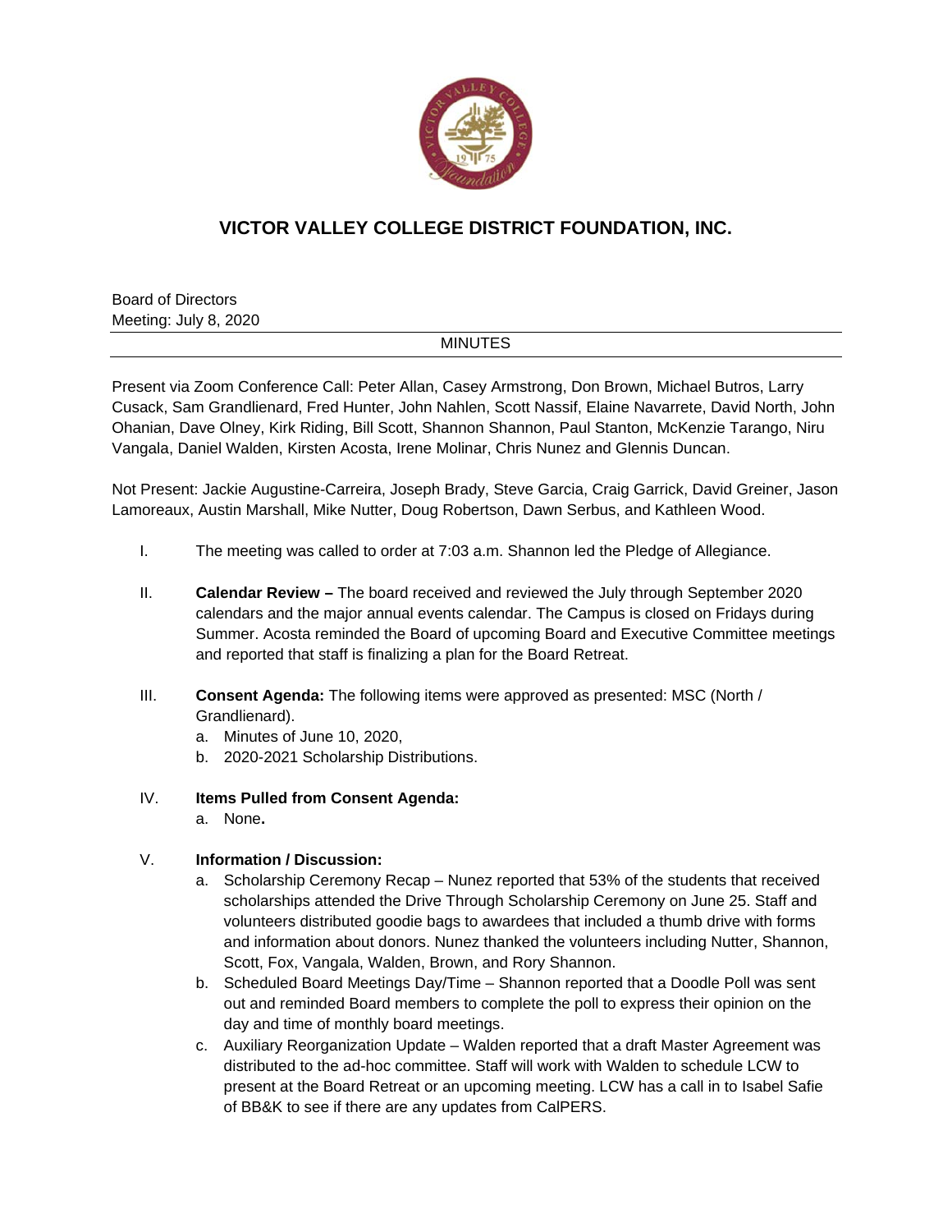# VICTOR VALLEY COLLEGE DISTRICT FOUNDATION, INC.

Board of Directors
Meeting: July 8, 2020

MINUTES

Present via Zoom Conference Call: Peter Allan, Casey Armstrong, Don Brown, Michael Butros, Larry Cusack, Sam Grandlienard, Fred Hunter, John Nahlen, Scott Nassif, Elaine Navarrete, David North, John Ohanian, Dave Olney, Kirk Riding, Bill Scott, Shannon Shannon, Paul Stanton, McKenzie Tarango, Niru Vangala, Daniel Walden, Kirsten Acosta, Irene Molinar, Chris Nunez and Glennis Duncan.

Not Present: Jackie Augustine-Carreira, Joseph Brady, Steve Garcia, Craig Garrick, David Greiner, Jason Lamoreaux, Austin Marshall, Mike Nutter, Doug Robertson, Dawn Serbus, and Kathleen Wood.

I. The meeting was called to order at 7:03 a.m. Shannon led the Pledge of Allegiance.

II. **Calendar Review –** The board received and reviewed the July through September 2020 calendars and the major annual events calendar. The Campus is closed on Fridays during Summer. Acosta reminded the Board of upcoming Board and Executive Committee meetings and reported that staff is finalizing a plan for the Board Retreat.

III. **Consent Agenda:** The following items were approved as presented: MSC (North / Grandlienard).
   a. Minutes of June 10, 2020,
   b. 2020-2021 Scholarship Distributions.

IV. **Items Pulled from Consent Agenda:**
   a. None**.**

V. **Information / Discussion:**
   a. Scholarship Ceremony Recap – Nunez reported that 53% of the students that received scholarships attended the Drive Through Scholarship Ceremony on June 25. Staff and volunteers distributed goodie bags to awardees that included a thumb drive with forms and information about donors. Nunez thanked the volunteers including Nutter, Shannon, Scott, Fox, Vangala, Walden, Brown, and Rory Shannon.
   b. Scheduled Board Meetings Day/Time – Shannon reported that a Doodle Poll was sent out and reminded Board members to complete the poll to express their opinion on the day and time of monthly board meetings.
   c. Auxiliary Reorganization Update – Walden reported that a draft Master Agreement was distributed to the ad-hoc committee. Staff will work with Walden to schedule LCW to present at the Board Retreat or an upcoming meeting. LCW has a call in to Isabel Safie of BB&K to see if there are any updates from CalPERS.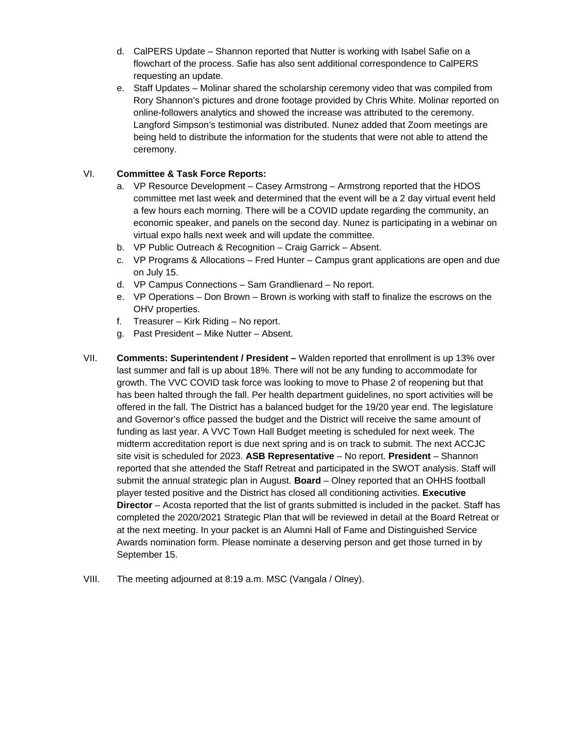d. CalPERS Update – Shannon reported that Nutter is working with Isabel Safie on a flowchart of the process. Safie has also sent additional correspondence to CalPERS requesting an update.

e. Staff Updates – Molinar shared the scholarship ceremony video that was compiled from Rory Shannon's pictures and drone footage provided by Chris White. Molinar reported on online-followers analytics and showed the increase was attributed to the ceremony. Langford Simpson's testimonial was distributed. Nunez added that Zoom meetings are being held to distribute the information for the students that were not able to attend the ceremony.

VI. **Committee & Task Force Reports:**

a. VP Resource Development – Casey Armstrong – Armstrong reported that the HDOS committee met last week and determined that the event will be a 2 day virtual event held a few hours each morning. There will be a COVID update regarding the community, an economic speaker, and panels on the second day. Nunez is participating in a webinar on virtual expo halls next week and will update the committee.

b. VP Public Outreach & Recognition – Craig Garrick – Absent.

c. VP Programs & Allocations – Fred Hunter – Campus grant applications are open and due on July 15.

d. VP Campus Connections – Sam Grandlienard – No report.

e. VP Operations – Don Brown – Brown is working with staff to finalize the escrows on the OHV properties.

f. Treasurer – Kirk Riding – No report.

g. Past President – Mike Nutter – Absent.

VII. **Comments: Superintendent / President –** Walden reported that enrollment is up 13% over last summer and fall is up about 18%. There will not be any funding to accommodate for growth. The VVC COVID task force was looking to move to Phase 2 of reopening but that has been halted through the fall. Per health department guidelines, no sport activities will be offered in the fall. The District has a balanced budget for the 19/20 year end. The legislature and Governor's office passed the budget and the District will receive the same amount of funding as last year. A VVC Town Hall Budget meeting is scheduled for next week. The midterm accreditation report is due next spring and is on track to submit. The next ACCJC site visit is scheduled for 2023. **ASB Representative** – No report. **President** – Shannon reported that she attended the Staff Retreat and participated in the SWOT analysis. Staff will submit the annual strategic plan in August. **Board** – Olney reported that an OHHS football player tested positive and the District has closed all conditioning activities. **Executive Director** – Acosta reported that the list of grants submitted is included in the packet. Staff has completed the 2020/2021 Strategic Plan that will be reviewed in detail at the Board Retreat or at the next meeting. In your packet is an Alumni Hall of Fame and Distinguished Service Awards nomination form. Please nominate a deserving person and get those turned in by September 15.

VIII. The meeting adjourned at 8:19 a.m. MSC (Vangala / Olney).